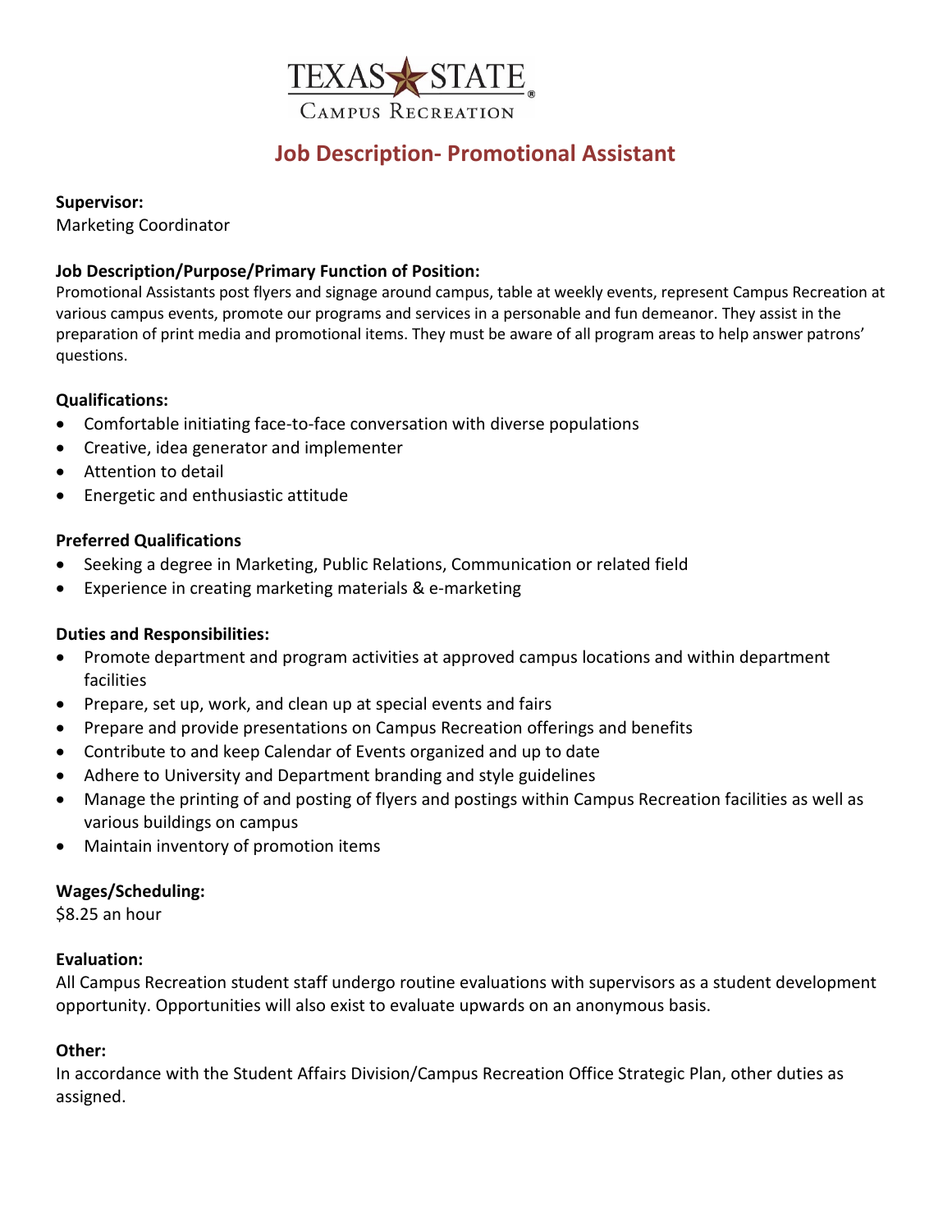TEXAS STATE
CAMPUS RECREATION

# Job Description- Promotional Assistant

**Supervisor:**
Marketing Coordinator

**Job Description/Purpose/Primary Function of Position:**
Promotional Assistants post flyers and signage around campus, table at weekly events, represent Campus Recreation at various campus events, promote our programs and services in a personable and fun demeanor. They assist in the preparation of print media and promotional items. They must be aware of all program areas to help answer patrons' questions.

**Qualifications:**

- Comfortable initiating face-to-face conversation with diverse populations
- Creative, idea generator and implementer
- Attention to detail
- Energetic and enthusiastic attitude

**Preferred Qualifications**

- Seeking a degree in Marketing, Public Relations, Communication or related field
- Experience in creating marketing materials & e-marketing

**Duties and Responsibilities:**

- Promote department and program activities at approved campus locations and within department facilities
- Prepare, set up, work, and clean up at special events and fairs
- Prepare and provide presentations on Campus Recreation offerings and benefits
- Contribute to and keep Calendar of Events organized and up to date
- Adhere to University and Department branding and style guidelines
- Manage the printing of and posting of flyers and postings within Campus Recreation facilities as well as various buildings on campus
- Maintain inventory of promotion items

**Wages/Scheduling:**
$8.25 an hour

**Evaluation:**
All Campus Recreation student staff undergo routine evaluations with supervisors as a student development opportunity. Opportunities will also exist to evaluate upwards on an anonymous basis.

**Other:**
In accordance with the Student Affairs Division/Campus Recreation Office Strategic Plan, other duties as assigned.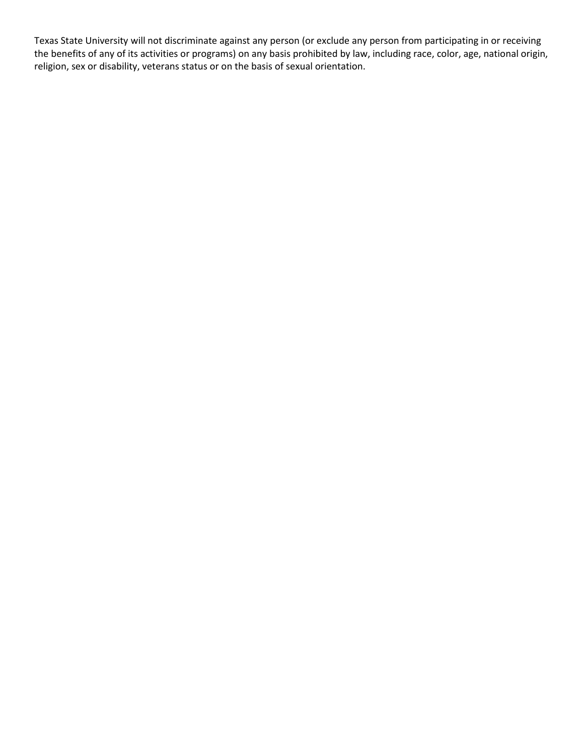Texas State University will not discriminate against any person (or exclude any person from participating in or receiving the benefits of any of its activities or programs) on any basis prohibited by law, including race, color, age, national origin, religion, sex or disability, veterans status or on the basis of sexual orientation.